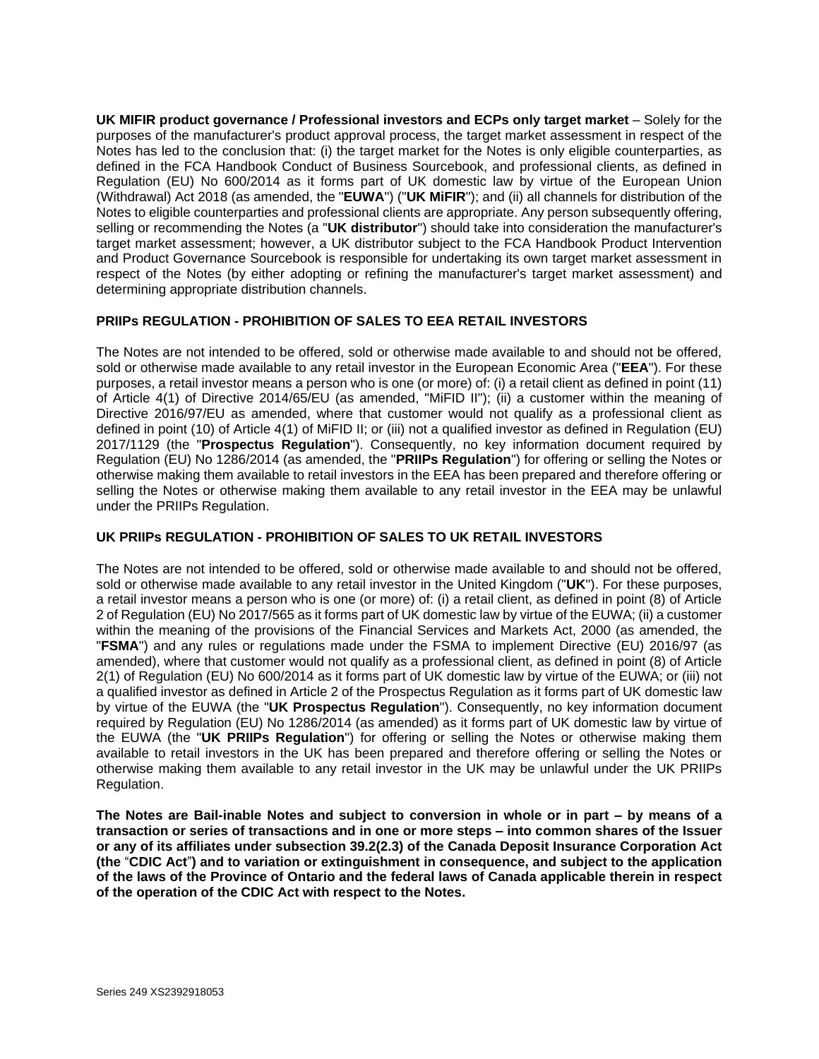**UK MIFIR product governance / Professional investors and ECPs only target market** – Solely for the purposes of the manufacturer's product approval process, the target market assessment in respect of the Notes has led to the conclusion that: (i) the target market for the Notes is only eligible counterparties, as defined in the FCA Handbook Conduct of Business Sourcebook, and professional clients, as defined in Regulation (EU) No 600/2014 as it forms part of UK domestic law by virtue of the European Union (Withdrawal) Act 2018 (as amended, the "**EUWA**") ("**UK MiFIR**"); and (ii) all channels for distribution of the Notes to eligible counterparties and professional clients are appropriate. Any person subsequently offering, selling or recommending the Notes (a "**UK distributor**") should take into consideration the manufacturer's target market assessment; however, a UK distributor subject to the FCA Handbook Product Intervention and Product Governance Sourcebook is responsible for undertaking its own target market assessment in respect of the Notes (by either adopting or refining the manufacturer's target market assessment) and determining appropriate distribution channels.

**PRIIPs REGULATION - PROHIBITION OF SALES TO EEA RETAIL INVESTORS**

The Notes are not intended to be offered, sold or otherwise made available to and should not be offered, sold or otherwise made available to any retail investor in the European Economic Area ("**EEA**"). For these purposes, a retail investor means a person who is one (or more) of: (i) a retail client as defined in point (11) of Article 4(1) of Directive 2014/65/EU (as amended, "MiFID II"); (ii) a customer within the meaning of Directive 2016/97/EU as amended, where that customer would not qualify as a professional client as defined in point (10) of Article 4(1) of MiFID II; or (iii) not a qualified investor as defined in Regulation (EU) 2017/1129 (the "**Prospectus Regulation**"). Consequently, no key information document required by Regulation (EU) No 1286/2014 (as amended, the "**PRIIPs Regulation**") for offering or selling the Notes or otherwise making them available to retail investors in the EEA has been prepared and therefore offering or selling the Notes or otherwise making them available to any retail investor in the EEA may be unlawful under the PRIIPs Regulation.

**UK PRIIPs REGULATION - PROHIBITION OF SALES TO UK RETAIL INVESTORS**

The Notes are not intended to be offered, sold or otherwise made available to and should not be offered, sold or otherwise made available to any retail investor in the United Kingdom ("**UK**"). For these purposes, a retail investor means a person who is one (or more) of: (i) a retail client, as defined in point (8) of Article 2 of Regulation (EU) No 2017/565 as it forms part of UK domestic law by virtue of the EUWA; (ii) a customer within the meaning of the provisions of the Financial Services and Markets Act, 2000 (as amended, the "**FSMA**") and any rules or regulations made under the FSMA to implement Directive (EU) 2016/97 (as amended), where that customer would not qualify as a professional client, as defined in point (8) of Article 2(1) of Regulation (EU) No 600/2014 as it forms part of UK domestic law by virtue of the EUWA; or (iii) not a qualified investor as defined in Article 2 of the Prospectus Regulation as it forms part of UK domestic law by virtue of the EUWA (the "**UK Prospectus Regulation**"). Consequently, no key information document required by Regulation (EU) No 1286/2014 (as amended) as it forms part of UK domestic law by virtue of the EUWA (the "**UK PRIIPs Regulation**") for offering or selling the Notes or otherwise making them available to retail investors in the UK has been prepared and therefore offering or selling the Notes or otherwise making them available to any retail investor in the UK may be unlawful under the UK PRIIPs Regulation.

**The Notes are Bail-inable Notes and subject to conversion in whole or in part – by means of a transaction or series of transactions and in one or more steps – into common shares of the Issuer or any of its affiliates under subsection 39.2(2.3) of the Canada Deposit Insurance Corporation Act (the "CDIC Act") and to variation or extinguishment in consequence, and subject to the application of the laws of the Province of Ontario and the federal laws of Canada applicable therein in respect of the operation of the CDIC Act with respect to the Notes.**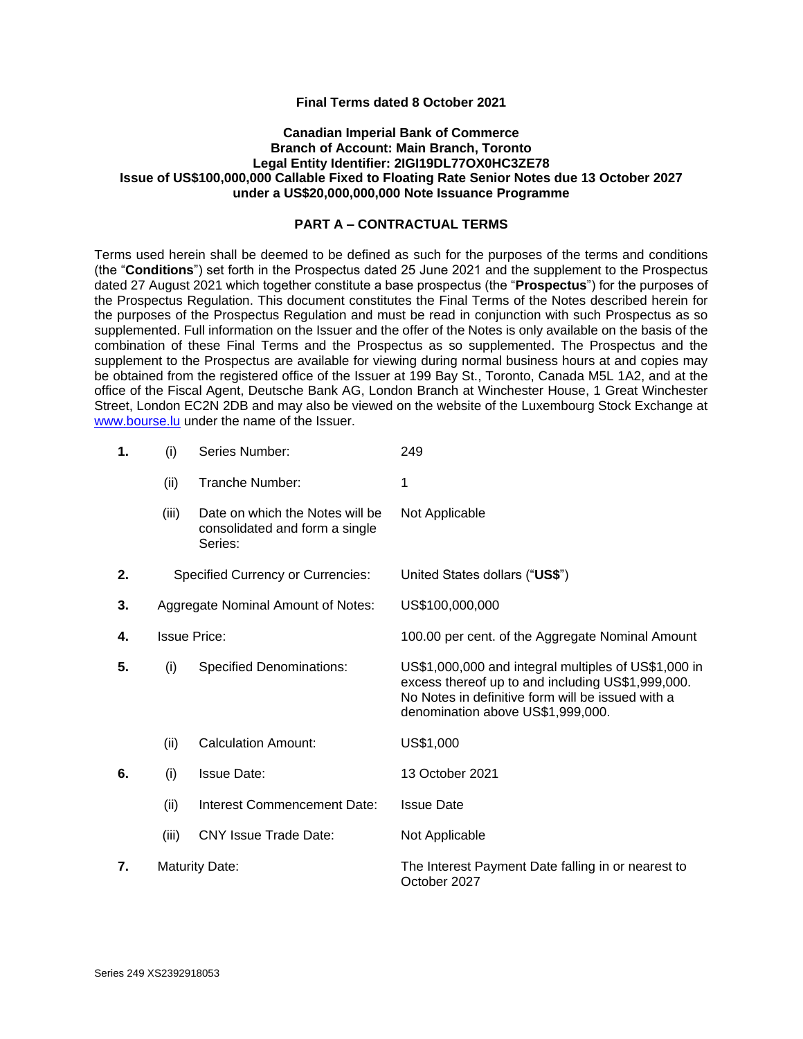**Final Terms dated 8 October 2021**

**Canadian Imperial Bank of Commerce**
**Branch of Account: Main Branch, Toronto**
**Legal Entity Identifier: 2IGI19DL77OX0HC3ZE78**
**Issue of US$100,000,000 Callable Fixed to Floating Rate Senior Notes due 13 October 2027**
**under a US$20,000,000,000 Note Issuance Programme**

**PART A – CONTRACTUAL TERMS**

Terms used herein shall be deemed to be defined as such for the purposes of the terms and conditions (the "**Conditions**") set forth in the Prospectus dated 25 June 2021 and the supplement to the Prospectus dated 27 August 2021 which together constitute a base prospectus (the "**Prospectus**") for the purposes of the Prospectus Regulation. This document constitutes the Final Terms of the Notes described herein for the purposes of the Prospectus Regulation and must be read in conjunction with such Prospectus as so supplemented. Full information on the Issuer and the offer of the Notes is only available on the basis of the combination of these Final Terms and the Prospectus as so supplemented. The Prospectus and the supplement to the Prospectus are available for viewing during normal business hours at and copies may be obtained from the registered office of the Issuer at 199 Bay St., Toronto, Canada M5L 1A2, and at the office of the Fiscal Agent, Deutsche Bank AG, London Branch at Winchester House, 1 Great Winchester Street, London EC2N 2DB and may also be viewed on the website of the Luxembourg Stock Exchange at www.bourse.lu under the name of the Issuer.

| | | | |
|---|---|---|---|
| **1.** | (i) | Series Number: | 249 |
| | (ii) | Tranche Number: | 1 |
| | (iii) | Date on which the Notes will be consolidated and form a single Series: | Not Applicable |
| **2.** | | Specified Currency or Currencies: | United States dollars ("**US$**") |
| **3.** | | Aggregate Nominal Amount of Notes: | US$100,000,000 |
| **4.** | | Issue Price: | 100.00 per cent. of the Aggregate Nominal Amount |
| **5.** | (i) | Specified Denominations: | US$1,000,000 and integral multiples of US$1,000 in excess thereof up to and including US$1,999,000. No Notes in definitive form will be issued with a denomination above US$1,999,000. |
| | (ii) | Calculation Amount: | US$1,000 |
| **6.** | (i) | Issue Date: | 13 October 2021 |
| | (ii) | Interest Commencement Date: | Issue Date |
| | (iii) | CNY Issue Trade Date: | Not Applicable |
| **7.** | | Maturity Date: | The Interest Payment Date falling in or nearest to October 2027 |

Series 249 XS2392918053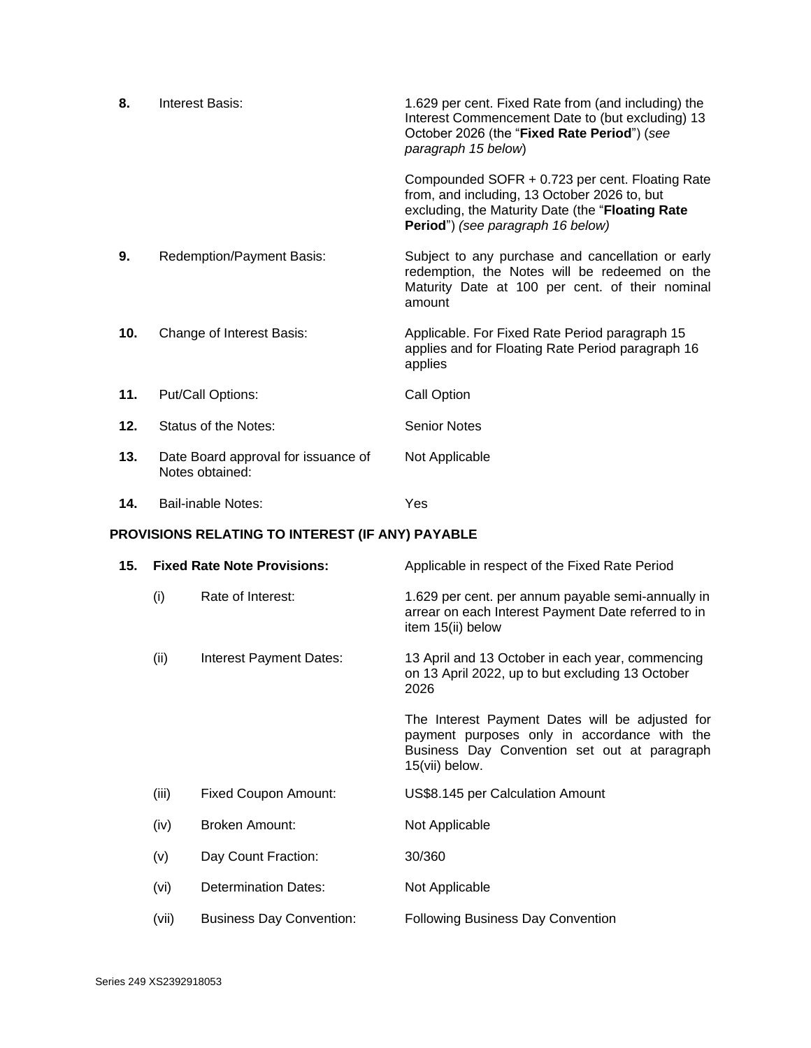| | | |
|---|---|---|
| **8.** | Interest Basis: | 1.629 per cent. Fixed Rate from (and including) the Interest Commencement Date to (but excluding) 13 October 2026 (the "**Fixed Rate Period**") (*see paragraph 15 below*)<br><br>Compounded SOFR + 0.723 per cent. Floating Rate from, and including, 13 October 2026 to, but excluding, the Maturity Date (the "**Floating Rate Period**") *(see paragraph 16 below)* |
| **9.** | Redemption/Payment Basis: | Subject to any purchase and cancellation or early redemption, the Notes will be redeemed on the Maturity Date at 100 per cent. of their nominal amount |
| **10.** | Change of Interest Basis: | Applicable. For Fixed Rate Period paragraph 15 applies and for Floating Rate Period paragraph 16 applies |
| **11.** | Put/Call Options: | Call Option |
| **12.** | Status of the Notes: | Senior Notes |
| **13.** | Date Board approval for issuance of Notes obtained: | Not Applicable |
| **14.** | Bail-inable Notes: | Yes |

**PROVISIONS RELATING TO INTEREST (IF ANY) PAYABLE**

| | | | |
|---|---|---|---|
| **15.** | **Fixed Rate Note Provisions:** | | Applicable in respect of the Fixed Rate Period |
| | (i) | Rate of Interest: | 1.629 per cent. per annum payable semi-annually in arrear on each Interest Payment Date referred to in item 15(ii) below |
| | (ii) | Interest Payment Dates: | 13 April and 13 October in each year, commencing on 13 April 2022, up to but excluding 13 October 2026<br><br>The Interest Payment Dates will be adjusted for payment purposes only in accordance with the Business Day Convention set out at paragraph 15(vii) below. |
| | (iii) | Fixed Coupon Amount: | US$8.145 per Calculation Amount |
| | (iv) | Broken Amount: | Not Applicable |
| | (v) | Day Count Fraction: | 30/360 |
| | (vi) | Determination Dates: | Not Applicable |
| | (vii) | Business Day Convention: | Following Business Day Convention |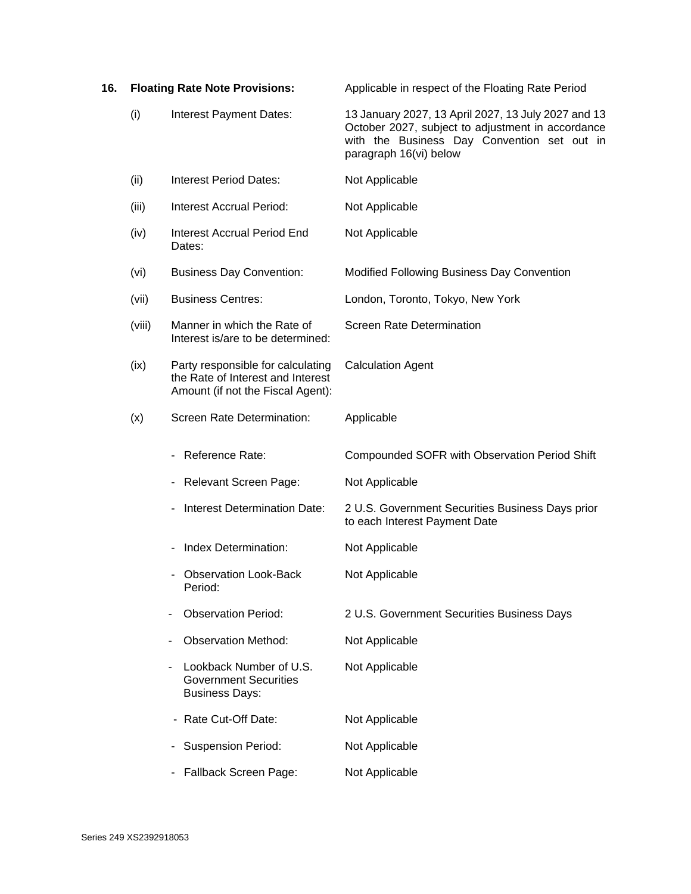| | | | |
|---|---|---|---|
| **16.** | **Floating Rate Note Provisions:** | | Applicable in respect of the Floating Rate Period |
| | (i) | Interest Payment Dates: | 13 January 2027, 13 April 2027, 13 July 2027 and 13 October 2027, subject to adjustment in accordance with the Business Day Convention set out in paragraph 16(vi) below |
| | (ii) | Interest Period Dates: | Not Applicable |
| | (iii) | Interest Accrual Period: | Not Applicable |
| | (iv) | Interest Accrual Period End Dates: | Not Applicable |
| | (vi) | Business Day Convention: | Modified Following Business Day Convention |
| | (vii) | Business Centres: | London, Toronto, Tokyo, New York |
| | (viii) | Manner in which the Rate of Interest is/are to be determined: | Screen Rate Determination |
| | (ix) | Party responsible for calculating the Rate of Interest and Interest Amount (if not the Fiscal Agent): | Calculation Agent |
| | (x) | Screen Rate Determination: | Applicable |
| | | - Reference Rate: | Compounded SOFR with Observation Period Shift |
| | | - Relevant Screen Page: | Not Applicable |
| | | - Interest Determination Date: | 2 U.S. Government Securities Business Days prior to each Interest Payment Date |
| | | - Index Determination: | Not Applicable |
| | | - Observation Look-Back Period: | Not Applicable |
| | | - Observation Period: | 2 U.S. Government Securities Business Days |
| | | - Observation Method: | Not Applicable |
| | | - Lookback Number of U.S. Government Securities Business Days: | Not Applicable |
| | | - Rate Cut-Off Date: | Not Applicable |
| | | - Suspension Period: | Not Applicable |
| | | - Fallback Screen Page: | Not Applicable |

Series 249 XS2392918053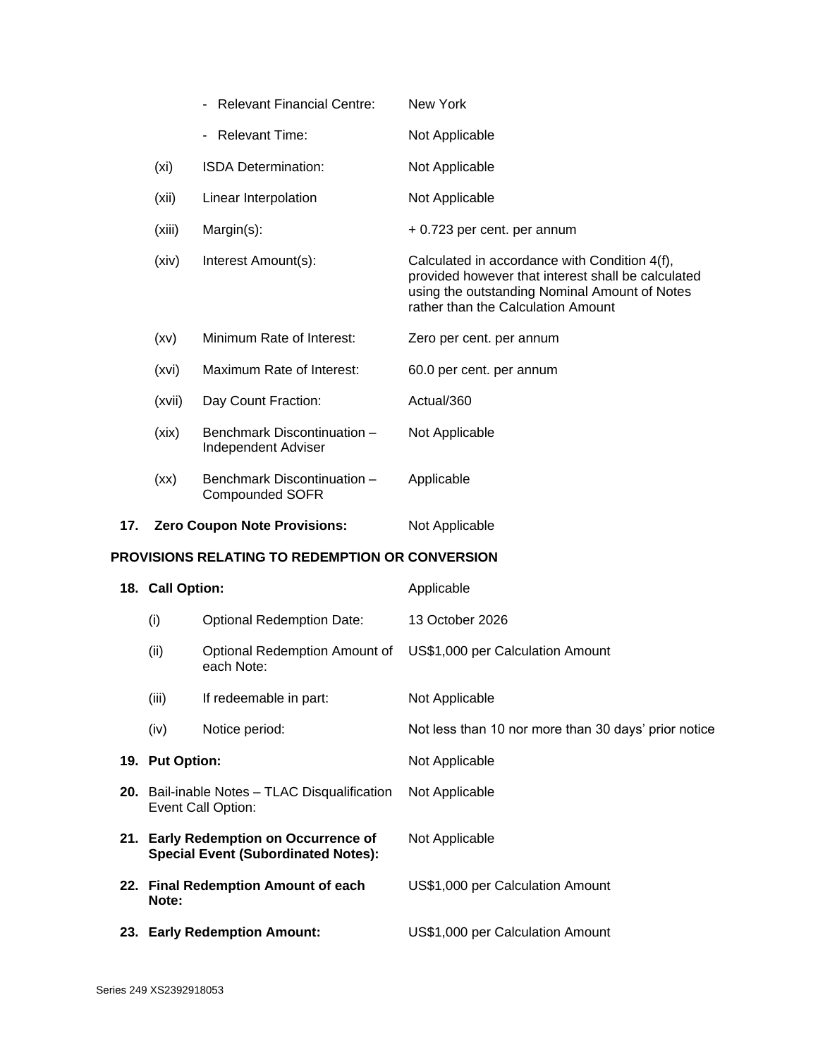| | | |
|---|---|---|
| | - Relevant Financial Centre: | New York |
| | - Relevant Time: | Not Applicable |
| (xi) | ISDA Determination: | Not Applicable |
| (xii) | Linear Interpolation | Not Applicable |
| (xiii) | Margin(s): | + 0.723 per cent. per annum |
| (xiv) | Interest Amount(s): | Calculated in accordance with Condition 4(f), provided however that interest shall be calculated using the outstanding Nominal Amount of Notes rather than the Calculation Amount |
| (xv) | Minimum Rate of Interest: | Zero per cent. per annum |
| (xvi) | Maximum Rate of Interest: | 60.0 per cent. per annum |
| (xvii) | Day Count Fraction: | Actual/360 |
| (xix) | Benchmark Discontinuation – Independent Adviser | Not Applicable |
| (xx) | Benchmark Discontinuation – Compounded SOFR | Applicable |

**17. Zero Coupon Note Provisions:** Not Applicable

**PROVISIONS RELATING TO REDEMPTION OR CONVERSION**

**18. Call Option:** Applicable

| | | |
|---|---|---|
| (i) | Optional Redemption Date: | 13 October 2026 |
| (ii) | Optional Redemption Amount of each Note: | US$1,000 per Calculation Amount |
| (iii) | If redeemable in part: | Not Applicable |
| (iv) | Notice period: | Not less than 10 nor more than 30 days' prior notice |

**19. Put Option:** Not Applicable

**20.** Bail-inable Notes – TLAC Disqualification Event Call Option: Not Applicable

**21. Early Redemption on Occurrence of Special Event (Subordinated Notes):** Not Applicable

**22. Final Redemption Amount of each Note:** US$1,000 per Calculation Amount

**23. Early Redemption Amount:** US$1,000 per Calculation Amount

Series 249 XS2392918053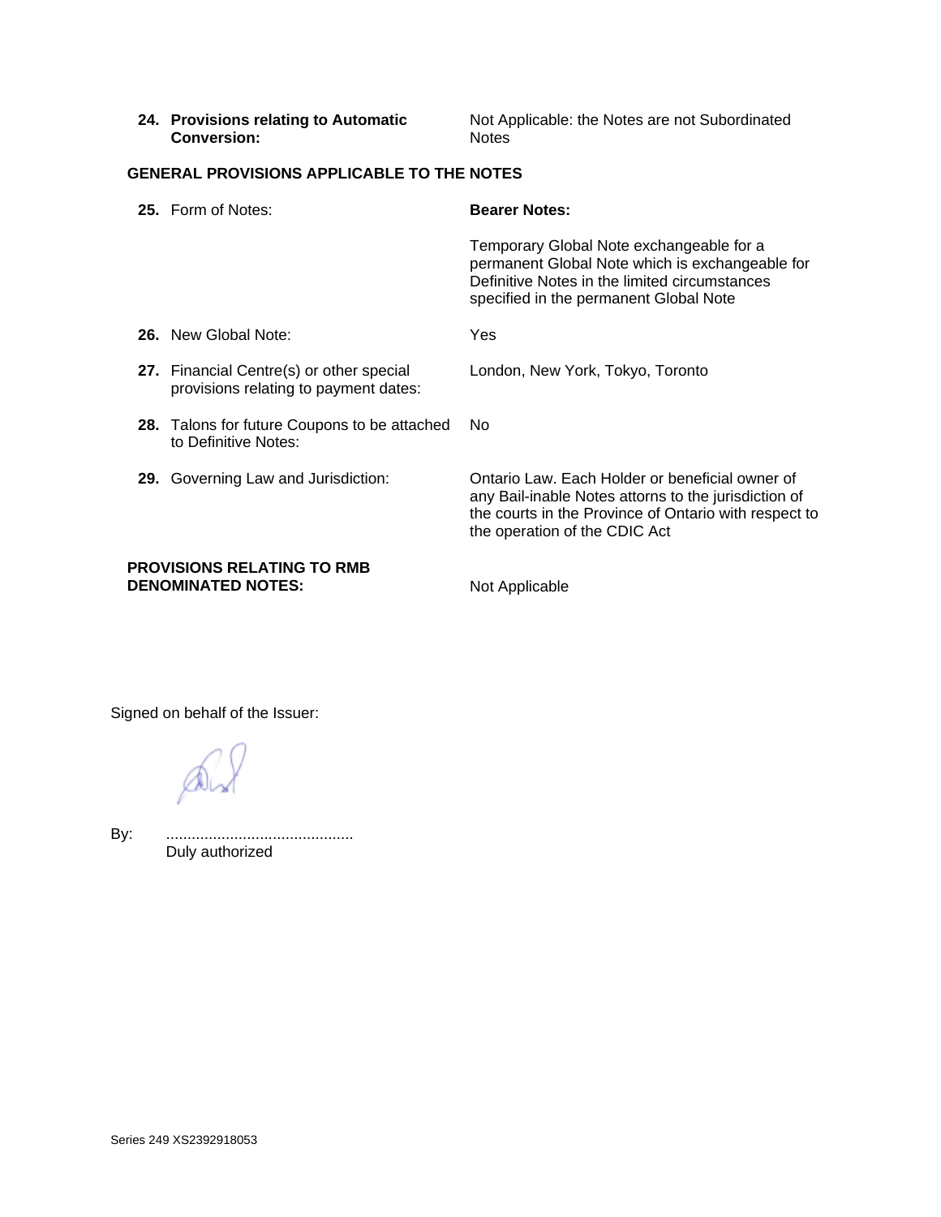| | | |
|---|---|---|
| **24.** | **Provisions relating to Automatic Conversion:** | Not Applicable: the Notes are not Subordinated Notes |

**GENERAL PROVISIONS APPLICABLE TO THE NOTES**

| | | |
|---|---|---|
| **25.** | Form of Notes: | **Bearer Notes:**<br><br>Temporary Global Note exchangeable for a permanent Global Note which is exchangeable for Definitive Notes in the limited circumstances specified in the permanent Global Note |
| **26.** | New Global Note: | Yes |
| **27.** | Financial Centre(s) or other special provisions relating to payment dates: | London, New York, Tokyo, Toronto |
| **28.** | Talons for future Coupons to be attached to Definitive Notes: | No |
| **29.** | Governing Law and Jurisdiction: | Ontario Law. Each Holder or beneficial owner of any Bail-inable Notes attorns to the jurisdiction of the courts in the Province of Ontario with respect to the operation of the CDIC Act |

**PROVISIONS RELATING TO RMB DENOMINATED NOTES:** Not Applicable

Signed on behalf of the Issuer:

By: ............................................
Duly authorized

Series 249 XS2392918053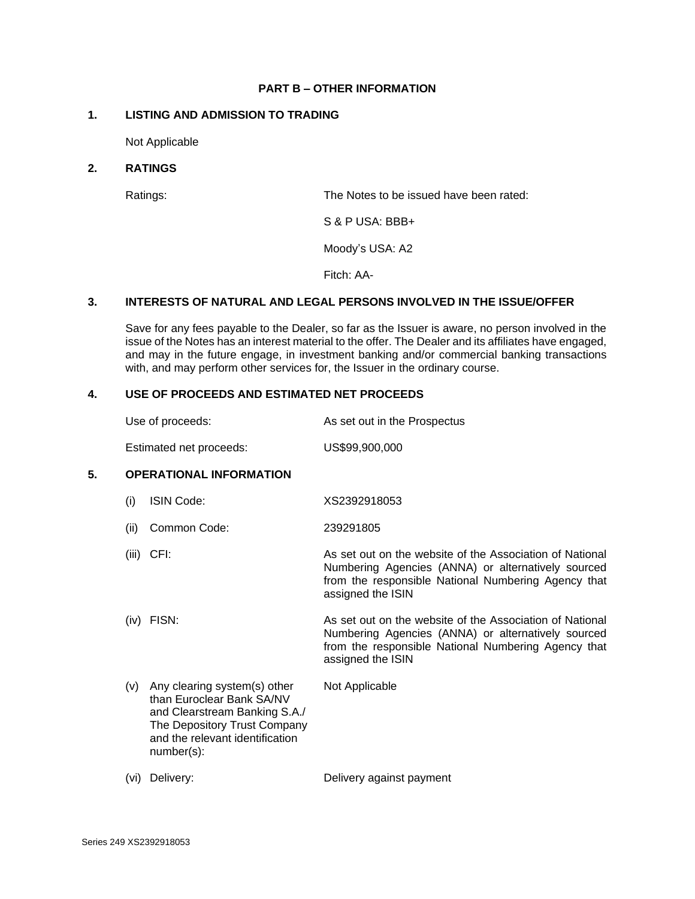## PART B – OTHER INFORMATION

### 1. LISTING AND ADMISSION TO TRADING

Not Applicable

### 2. RATINGS

| | |
|---|---|
| Ratings: | The Notes to be issued have been rated: |
| | S & P USA: BBB+ |
| | Moody's USA: A2 |
| | Fitch: AA- |

### 3. INTERESTS OF NATURAL AND LEGAL PERSONS INVOLVED IN THE ISSUE/OFFER

Save for any fees payable to the Dealer, so far as the Issuer is aware, no person involved in the issue of the Notes has an interest material to the offer. The Dealer and its affiliates have engaged, and may in the future engage, in investment banking and/or commercial banking transactions with, and may perform other services for, the Issuer in the ordinary course.

### 4. USE OF PROCEEDS AND ESTIMATED NET PROCEEDS

| | |
|---|---|
| Use of proceeds: | As set out in the Prospectus |
| Estimated net proceeds: | US$99,900,000 |

### 5. OPERATIONAL INFORMATION

| | | |
|---|---|---|
| (i) | ISIN Code: | XS2392918053 |
| (ii) | Common Code: | 239291805 |
| (iii) | CFI: | As set out on the website of the Association of National Numbering Agencies (ANNA) or alternatively sourced from the responsible National Numbering Agency that assigned the ISIN |
| (iv) | FISN: | As set out on the website of the Association of National Numbering Agencies (ANNA) or alternatively sourced from the responsible National Numbering Agency that assigned the ISIN |
| (v) | Any clearing system(s) other than Euroclear Bank SA/NV and Clearstream Banking S.A./ The Depository Trust Company and the relevant identification number(s): | Not Applicable |
| (vi) | Delivery: | Delivery against payment |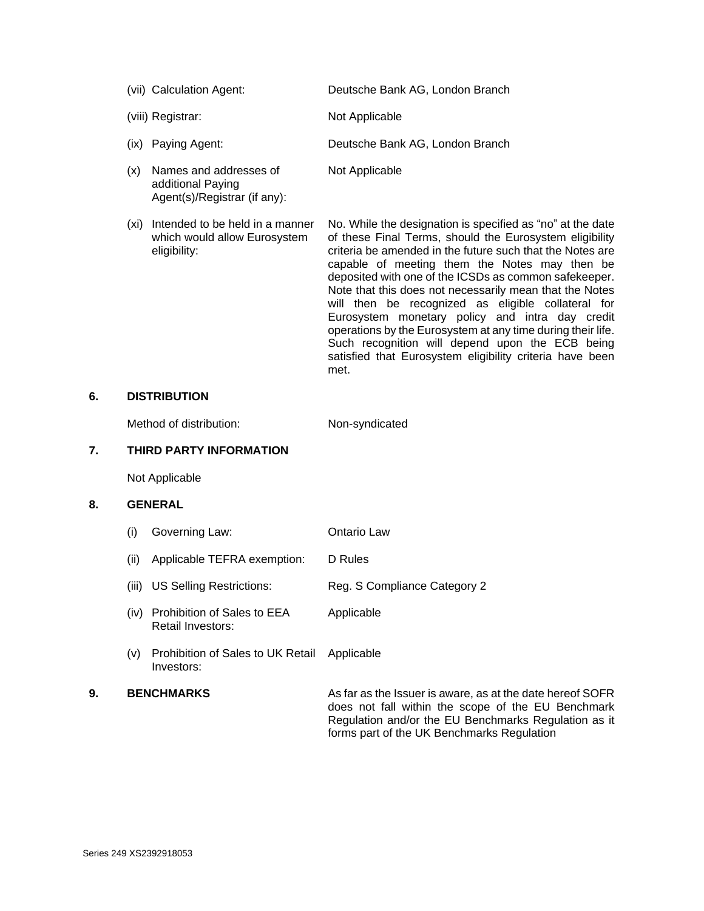| | |
|---|---|
| (vii) Calculation Agent: | Deutsche Bank AG, London Branch |
| (viii) Registrar: | Not Applicable |
| (ix) Paying Agent: | Deutsche Bank AG, London Branch |
| (x) Names and addresses of additional Paying Agent(s)/Registrar (if any): | Not Applicable |
| (xi) Intended to be held in a manner which would allow Eurosystem eligibility: | No. While the designation is specified as "no" at the date of these Final Terms, should the Eurosystem eligibility criteria be amended in the future such that the Notes are capable of meeting them the Notes may then be deposited with one of the ICSDs as common safekeeper. Note that this does not necessarily mean that the Notes will then be recognized as eligible collateral for Eurosystem monetary policy and intra day credit operations by the Eurosystem at any time during their life. Such recognition will depend upon the ECB being satisfied that Eurosystem eligibility criteria have been met. |

## 6. DISTRIBUTION

| | |
|---|---|
| Method of distribution: | Non-syndicated |

## 7. THIRD PARTY INFORMATION

Not Applicable

## 8. GENERAL

| | |
|---|---|
| (i) Governing Law: | Ontario Law |
| (ii) Applicable TEFRA exemption: | D Rules |
| (iii) US Selling Restrictions: | Reg. S Compliance Category 2 |
| (iv) Prohibition of Sales to EEA Retail Investors: | Applicable |
| (v) Prohibition of Sales to UK Retail Investors: | Applicable |

## 9. BENCHMARKS

As far as the Issuer is aware, as at the date hereof SOFR does not fall within the scope of the EU Benchmark Regulation and/or the EU Benchmarks Regulation as it forms part of the UK Benchmarks Regulation

Series 249 XS2392918053